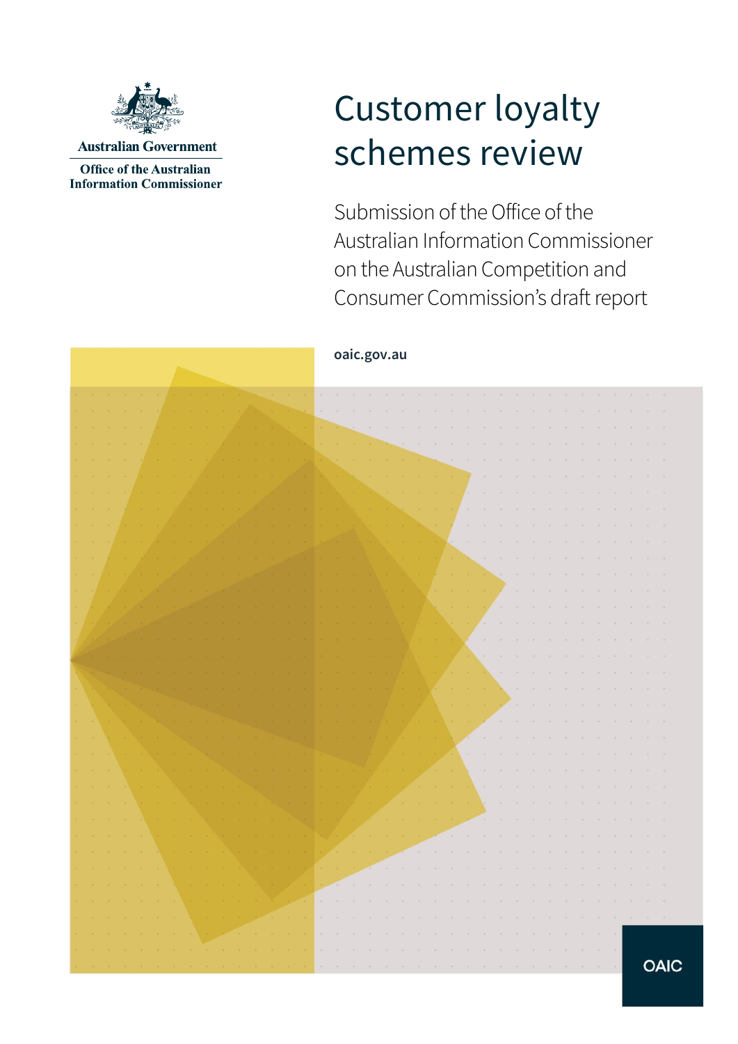Australian Government

Office of the Australian Information Commissioner

# Customer loyalty schemes review

Submission of the Office of the Australian Information Commissioner on the Australian Competition and Consumer Commission's draft report

oaic.gov.au

OAIC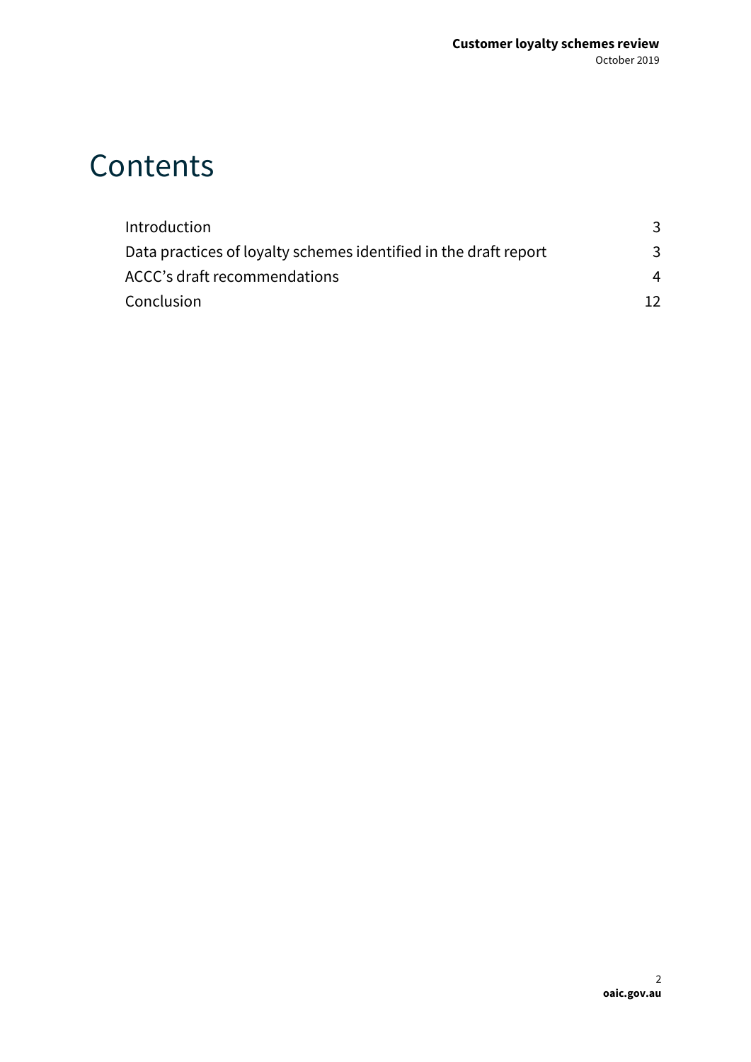# Contents

| | |
|---|---|
| Introduction | 3 |
| Data practices of loyalty schemes identified in the draft report | 3 |
| ACCC's draft recommendations | 4 |
| Conclusion | 12 |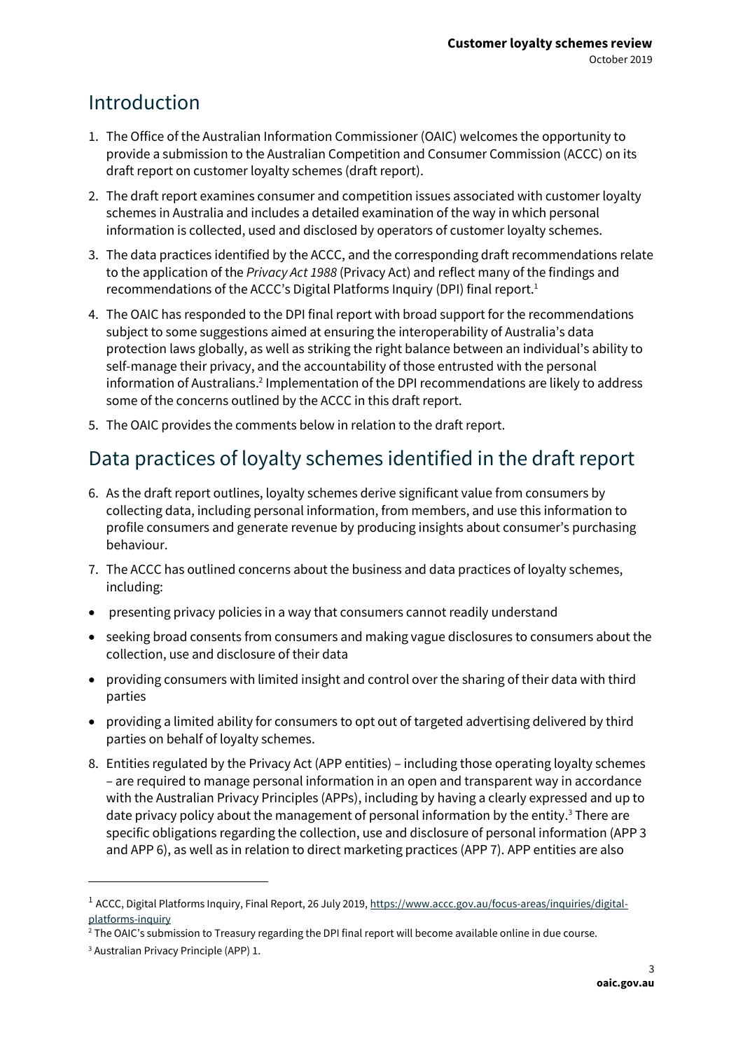## Introduction

1. The Office of the Australian Information Commissioner (OAIC) welcomes the opportunity to provide a submission to the Australian Competition and Consumer Commission (ACCC) on its draft report on customer loyalty schemes (draft report).
2. The draft report examines consumer and competition issues associated with customer loyalty schemes in Australia and includes a detailed examination of the way in which personal information is collected, used and disclosed by operators of customer loyalty schemes.
3. The data practices identified by the ACCC, and the corresponding draft recommendations relate to the application of the *Privacy Act 1988* (Privacy Act) and reflect many of the findings and recommendations of the ACCC's Digital Platforms Inquiry (DPI) final report.[1]
4. The OAIC has responded to the DPI final report with broad support for the recommendations subject to some suggestions aimed at ensuring the interoperability of Australia's data protection laws globally, as well as striking the right balance between an individual's ability to self-manage their privacy, and the accountability of those entrusted with the personal information of Australians.[2] Implementation of the DPI recommendations are likely to address some of the concerns outlined by the ACCC in this draft report.
5. The OAIC provides the comments below in relation to the draft report.

## Data practices of loyalty schemes identified in the draft report

6. As the draft report outlines, loyalty schemes derive significant value from consumers by collecting data, including personal information, from members, and use this information to profile consumers and generate revenue by producing insights about consumer's purchasing behaviour.
7. The ACCC has outlined concerns about the business and data practices of loyalty schemes, including:

- presenting privacy policies in a way that consumers cannot readily understand
- seeking broad consents from consumers and making vague disclosures to consumers about the collection, use and disclosure of their data
- providing consumers with limited insight and control over the sharing of their data with third parties
- providing a limited ability for consumers to opt out of targeted advertising delivered by third parties on behalf of loyalty schemes.

8. Entities regulated by the Privacy Act (APP entities) – including those operating loyalty schemes – are required to manage personal information in an open and transparent way in accordance with the Australian Privacy Principles (APPs), including by having a clearly expressed and up to date privacy policy about the management of personal information by the entity.[3] There are specific obligations regarding the collection, use and disclosure of personal information (APP 3 and APP 6), as well as in relation to direct marketing practices (APP 7). APP entities are also

---

[1] ACCC, Digital Platforms Inquiry, Final Report, 26 July 2019, https://www.accc.gov.au/focus-areas/inquiries/digital-platforms-inquiry

[2] The OAIC's submission to Treasury regarding the DPI final report will become available online in due course.

[3] Australian Privacy Principle (APP) 1.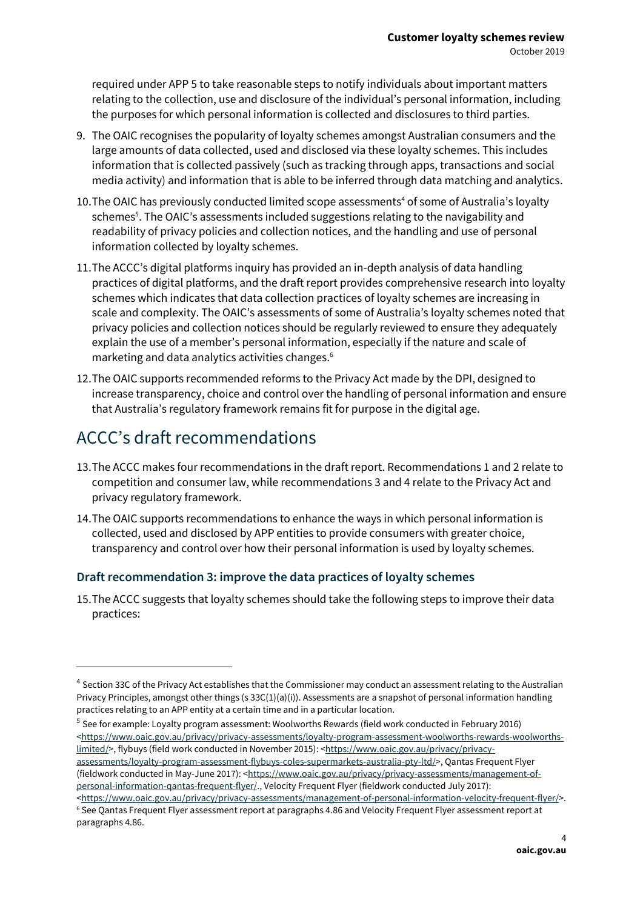required under APP 5 to take reasonable steps to notify individuals about important matters relating to the collection, use and disclosure of the individual's personal information, including the purposes for which personal information is collected and disclosures to third parties.

9. The OAIC recognises the popularity of loyalty schemes amongst Australian consumers and the large amounts of data collected, used and disclosed via these loyalty schemes. This includes information that is collected passively (such as tracking through apps, transactions and social media activity) and information that is able to be inferred through data matching and analytics.
10. The OAIC has previously conducted limited scope assessments[4] of some of Australia's loyalty schemes[5]. The OAIC's assessments included suggestions relating to the navigability and readability of privacy policies and collection notices, and the handling and use of personal information collected by loyalty schemes.
11. The ACCC's digital platforms inquiry has provided an in-depth analysis of data handling practices of digital platforms, and the draft report provides comprehensive research into loyalty schemes which indicates that data collection practices of loyalty schemes are increasing in scale and complexity. The OAIC's assessments of some of Australia's loyalty schemes noted that privacy policies and collection notices should be regularly reviewed to ensure they adequately explain the use of a member's personal information, especially if the nature and scale of marketing and data analytics activities changes.[6]
12. The OAIC supports recommended reforms to the Privacy Act made by the DPI, designed to increase transparency, choice and control over the handling of personal information and ensure that Australia's regulatory framework remains fit for purpose in the digital age.

# ACCC's draft recommendations

13. The ACCC makes four recommendations in the draft report. Recommendations 1 and 2 relate to competition and consumer law, while recommendations 3 and 4 relate to the Privacy Act and privacy regulatory framework.
14. The OAIC supports recommendations to enhance the ways in which personal information is collected, used and disclosed by APP entities to provide consumers with greater choice, transparency and control over how their personal information is used by loyalty schemes.

### Draft recommendation 3: improve the data practices of loyalty schemes

15. The ACCC suggests that loyalty schemes should take the following steps to improve their data practices:

---

[4] Section 33C of the Privacy Act establishes that the Commissioner may conduct an assessment relating to the Australian Privacy Principles, amongst other things (s 33C(1)(a)(i)). Assessments are a snapshot of personal information handling practices relating to an APP entity at a certain time and in a particular location.

[5] See for example: Loyalty program assessment: Woolworths Rewards (field work conducted in February 2016) <https://www.oaic.gov.au/privacy/privacy-assessments/loyalty-program-assessment-woolworths-rewards-woolworths-limited/>, flybuys (field work conducted in November 2015): <https://www.oaic.gov.au/privacy/privacy-assessments/loyalty-program-assessment-flybuys-coles-supermarkets-australia-pty-ltd/>, Qantas Frequent Flyer (fieldwork conducted in May-June 2017): <https://www.oaic.gov.au/privacy/privacy-assessments/management-of-personal-information-qantas-frequent-flyer/., Velocity Frequent Flyer (fieldwork conducted July 2017): <https://www.oaic.gov.au/privacy/privacy-assessments/management-of-personal-information-velocity-frequent-flyer/>.

[6] See Qantas Frequent Flyer assessment report at paragraphs 4.86 and Velocity Frequent Flyer assessment report at paragraphs 4.86.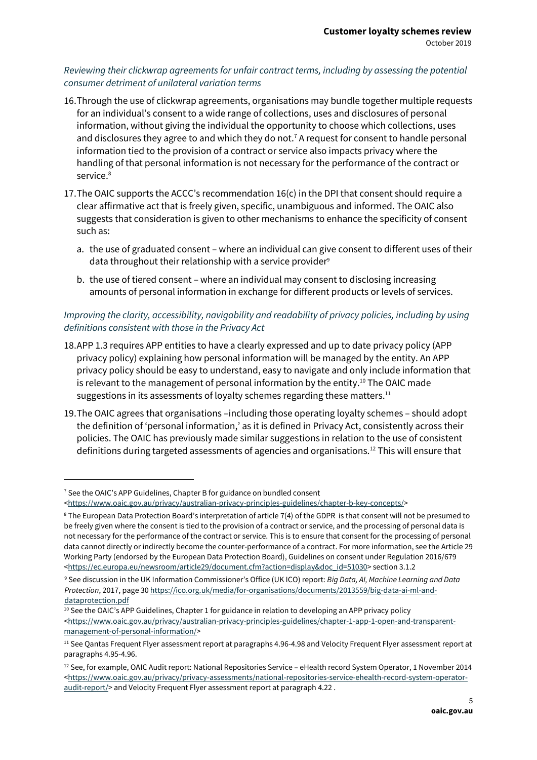*Reviewing their clickwrap agreements for unfair contract terms, including by assessing the potential consumer detriment of unilateral variation terms*

16. Through the use of clickwrap agreements, organisations may bundle together multiple requests for an individual's consent to a wide range of collections, uses and disclosures of personal information, without giving the individual the opportunity to choose which collections, uses and disclosures they agree to and which they do not.[7] A request for consent to handle personal information tied to the provision of a contract or service also impacts privacy where the handling of that personal information is not necessary for the performance of the contract or service.[8]

17. The OAIC supports the ACCC's recommendation 16(c) in the DPI that consent should require a clear affirmative act that is freely given, specific, unambiguous and informed. The OAIC also suggests that consideration is given to other mechanisms to enhance the specificity of consent such as:

    a. the use of graduated consent – where an individual can give consent to different uses of their data throughout their relationship with a service provider[9]

    b. the use of tiered consent – where an individual may consent to disclosing increasing amounts of personal information in exchange for different products or levels of services.

*Improving the clarity, accessibility, navigability and readability of privacy policies, including by using definitions consistent with those in the Privacy Act*

18. APP 1.3 requires APP entities to have a clearly expressed and up to date privacy policy (APP privacy policy) explaining how personal information will be managed by the entity. An APP privacy policy should be easy to understand, easy to navigate and only include information that is relevant to the management of personal information by the entity.[10] The OAIC made suggestions in its assessments of loyalty schemes regarding these matters.[11]

19. The OAIC agrees that organisations –including those operating loyalty schemes – should adopt the definition of 'personal information,' as it is defined in Privacy Act, consistently across their policies. The OAIC has previously made similar suggestions in relation to the use of consistent definitions during targeted assessments of agencies and organisations.[12] This will ensure that

---

[7] See the OAIC's APP Guidelines, Chapter B for guidance on bundled consent <https://www.oaic.gov.au/privacy/australian-privacy-principles-guidelines/chapter-b-key-concepts/>

[8] The European Data Protection Board's interpretation of article 7(4) of the GDPR is that consent will not be presumed to be freely given where the consent is tied to the provision of a contract or service, and the processing of personal data is not necessary for the performance of the contract or service. This is to ensure that consent for the processing of personal data cannot directly or indirectly become the counter-performance of a contract. For more information, see the Article 29 Working Party (endorsed by the European Data Protection Board), Guidelines on consent under Regulation 2016/679 <https://ec.europa.eu/newsroom/article29/document.cfm?action=display&doc_id=51030> section 3.1.2

[9] See discussion in the UK Information Commissioner's Office (UK ICO) report: *Big Data, AI, Machine Learning and Data Protection*, 2017, page 30 https://ico.org.uk/media/for-organisations/documents/2013559/big-data-ai-ml-and-dataprotection.pdf

[10] See the OAIC's APP Guidelines, Chapter 1 for guidance in relation to developing an APP privacy policy <https://www.oaic.gov.au/privacy/australian-privacy-principles-guidelines/chapter-1-app-1-open-and-transparent-management-of-personal-information/>

[11] See Qantas Frequent Flyer assessment report at paragraphs 4.96-4.98 and Velocity Frequent Flyer assessment report at paragraphs 4.95-4.96.

[12] See, for example, OAIC Audit report: National Repositories Service – eHealth record System Operator, 1 November 2014 <https://www.oaic.gov.au/privacy/privacy-assessments/national-repositories-service-ehealth-record-system-operator-audit-report/> and Velocity Frequent Flyer assessment report at paragraph 4.22 .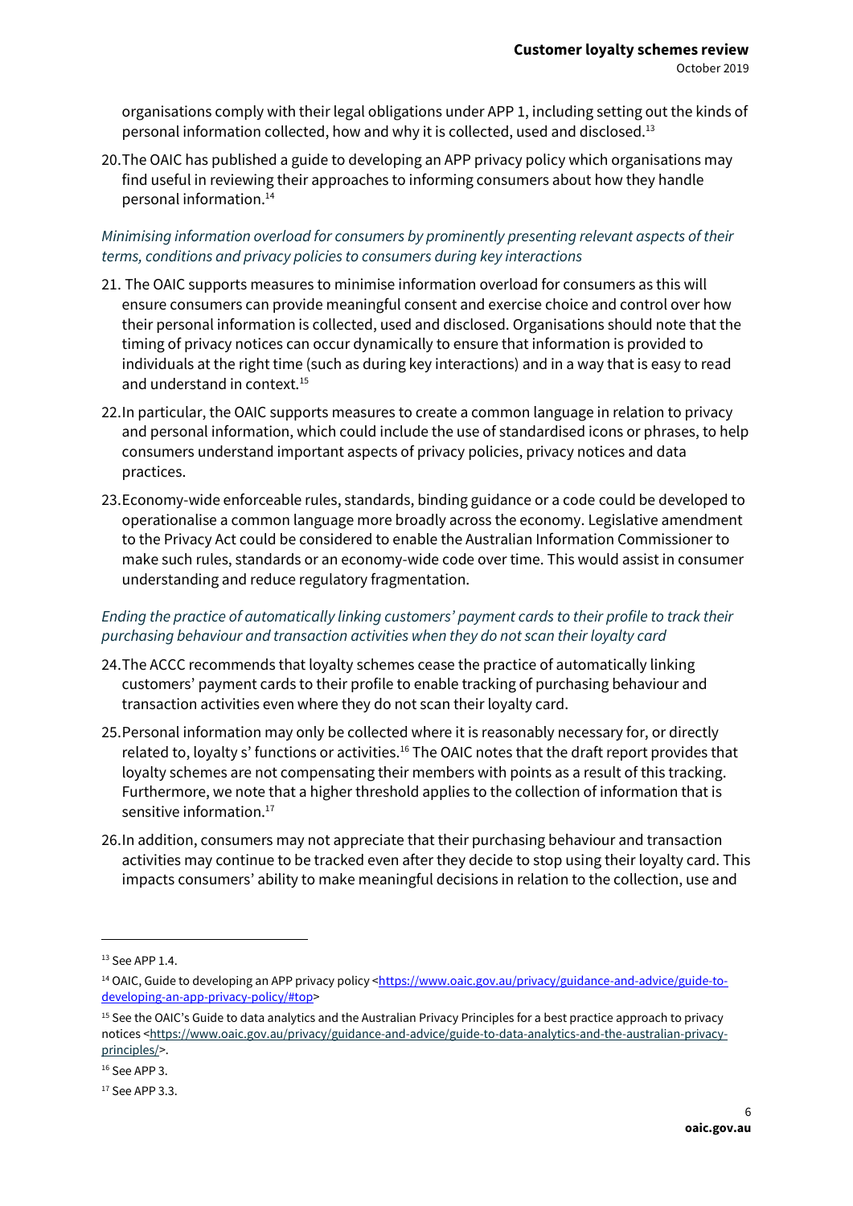organisations comply with their legal obligations under APP 1, including setting out the kinds of personal information collected, how and why it is collected, used and disclosed.[13]

20. The OAIC has published a guide to developing an APP privacy policy which organisations may find useful in reviewing their approaches to informing consumers about how they handle personal information.[14]

*Minimising information overload for consumers by prominently presenting relevant aspects of their terms, conditions and privacy policies to consumers during key interactions*

21. The OAIC supports measures to minimise information overload for consumers as this will ensure consumers can provide meaningful consent and exercise choice and control over how their personal information is collected, used and disclosed. Organisations should note that the timing of privacy notices can occur dynamically to ensure that information is provided to individuals at the right time (such as during key interactions) and in a way that is easy to read and understand in context.[15]

22. In particular, the OAIC supports measures to create a common language in relation to privacy and personal information, which could include the use of standardised icons or phrases, to help consumers understand important aspects of privacy policies, privacy notices and data practices.

23. Economy-wide enforceable rules, standards, binding guidance or a code could be developed to operationalise a common language more broadly across the economy. Legislative amendment to the Privacy Act could be considered to enable the Australian Information Commissioner to make such rules, standards or an economy-wide code over time. This would assist in consumer understanding and reduce regulatory fragmentation.

*Ending the practice of automatically linking customers' payment cards to their profile to track their purchasing behaviour and transaction activities when they do not scan their loyalty card*

24. The ACCC recommends that loyalty schemes cease the practice of automatically linking customers' payment cards to their profile to enable tracking of purchasing behaviour and transaction activities even where they do not scan their loyalty card.

25. Personal information may only be collected where it is reasonably necessary for, or directly related to, loyalty s' functions or activities.[16] The OAIC notes that the draft report provides that loyalty schemes are not compensating their members with points as a result of this tracking. Furthermore, we note that a higher threshold applies to the collection of information that is sensitive information.[17]

26. In addition, consumers may not appreciate that their purchasing behaviour and transaction activities may continue to be tracked even after they decide to stop using their loyalty card. This impacts consumers' ability to make meaningful decisions in relation to the collection, use and

---

[13] See APP 1.4.

[14] OAIC, Guide to developing an APP privacy policy <https://www.oaic.gov.au/privacy/guidance-and-advice/guide-to-developing-an-app-privacy-policy/#top>

[15] See the OAIC's Guide to data analytics and the Australian Privacy Principles for a best practice approach to privacy notices <https://www.oaic.gov.au/privacy/guidance-and-advice/guide-to-data-analytics-and-the-australian-privacy-principles/>.

[16] See APP 3.

[17] See APP 3.3.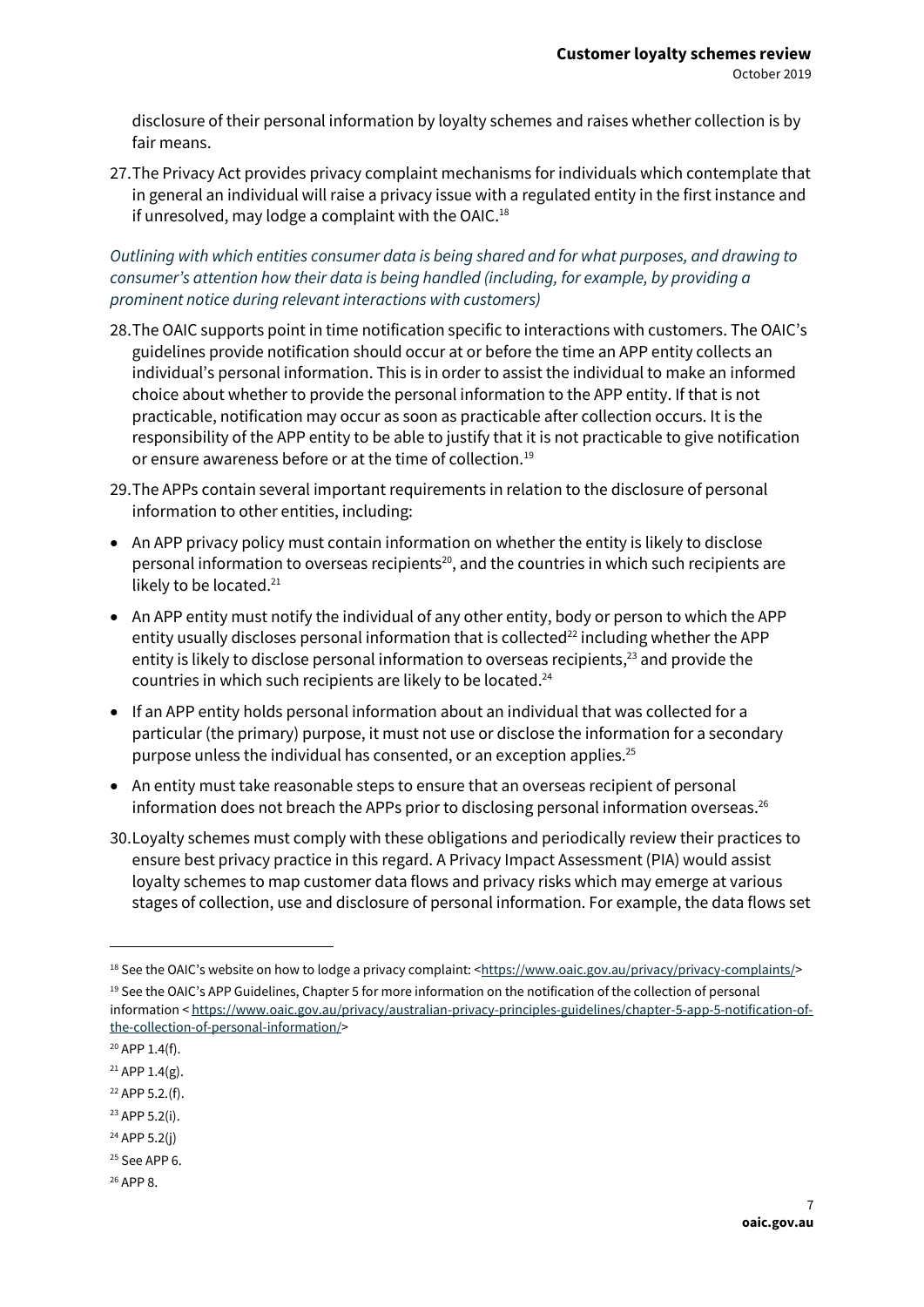disclosure of their personal information by loyalty schemes and raises whether collection is by fair means.

27. The Privacy Act provides privacy complaint mechanisms for individuals which contemplate that in general an individual will raise a privacy issue with a regulated entity in the first instance and if unresolved, may lodge a complaint with the OAIC.[18]

*Outlining with which entities consumer data is being shared and for what purposes, and drawing to consumer's attention how their data is being handled (including, for example, by providing a prominent notice during relevant interactions with customers)*

28. The OAIC supports point in time notification specific to interactions with customers. The OAIC's guidelines provide notification should occur at or before the time an APP entity collects an individual's personal information. This is in order to assist the individual to make an informed choice about whether to provide the personal information to the APP entity. If that is not practicable, notification may occur as soon as practicable after collection occurs. It is the responsibility of the APP entity to be able to justify that it is not practicable to give notification or ensure awareness before or at the time of collection.[19]

29. The APPs contain several important requirements in relation to the disclosure of personal information to other entities, including:

- An APP privacy policy must contain information on whether the entity is likely to disclose personal information to overseas recipients[20], and the countries in which such recipients are likely to be located.[21]
- An APP entity must notify the individual of any other entity, body or person to which the APP entity usually discloses personal information that is collected[22] including whether the APP entity is likely to disclose personal information to overseas recipients,[23] and provide the countries in which such recipients are likely to be located.[24]
- If an APP entity holds personal information about an individual that was collected for a particular (the primary) purpose, it must not use or disclose the information for a secondary purpose unless the individual has consented, or an exception applies.[25]
- An entity must take reasonable steps to ensure that an overseas recipient of personal information does not breach the APPs prior to disclosing personal information overseas.[26]

30. Loyalty schemes must comply with these obligations and periodically review their practices to ensure best privacy practice in this regard. A Privacy Impact Assessment (PIA) would assist loyalty schemes to map customer data flows and privacy risks which may emerge at various stages of collection, use and disclosure of personal information. For example, the data flows set

---

[18] See the OAIC's website on how to lodge a privacy complaint: <https://www.oaic.gov.au/privacy/privacy-complaints/>

[19] See the OAIC's APP Guidelines, Chapter 5 for more information on the notification of the collection of personal information < https://www.oaic.gov.au/privacy/australian-privacy-principles-guidelines/chapter-5-app-5-notification-of-the-collection-of-personal-information/>

[20] APP 1.4(f).

[21] APP 1.4(g).

[22] APP 5.2.(f).

[23] APP 5.2(i).

[24] APP 5.2(j)

[25] See APP 6.

[26] APP 8.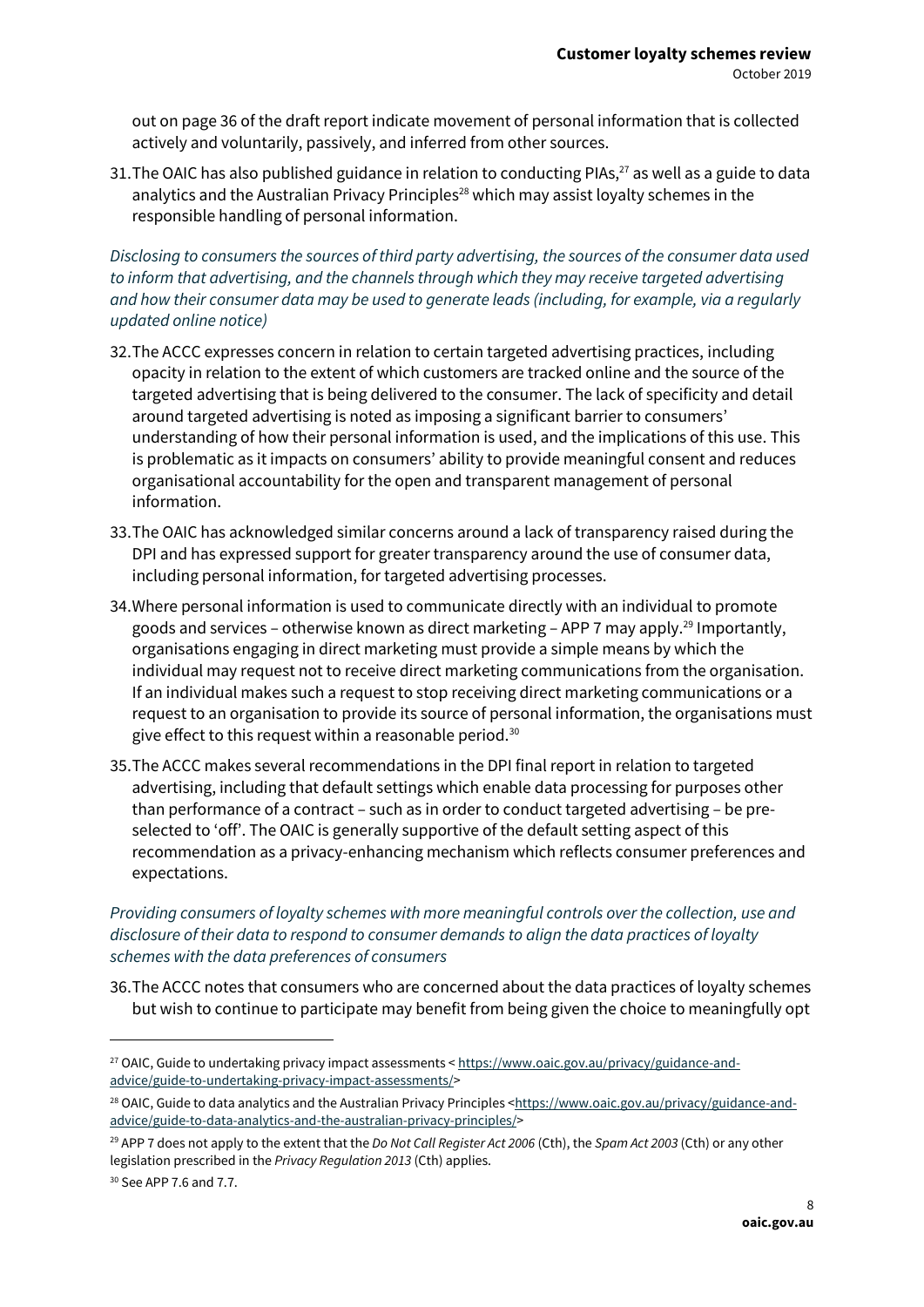out on page 36 of the draft report indicate movement of personal information that is collected actively and voluntarily, passively, and inferred from other sources.

31. The OAIC has also published guidance in relation to conducting PIAs,[27] as well as a guide to data analytics and the Australian Privacy Principles[28] which may assist loyalty schemes in the responsible handling of personal information.

*Disclosing to consumers the sources of third party advertising, the sources of the consumer data used to inform that advertising, and the channels through which they may receive targeted advertising and how their consumer data may be used to generate leads (including, for example, via a regularly updated online notice)*

32. The ACCC expresses concern in relation to certain targeted advertising practices, including opacity in relation to the extent of which customers are tracked online and the source of the targeted advertising that is being delivered to the consumer. The lack of specificity and detail around targeted advertising is noted as imposing a significant barrier to consumers' understanding of how their personal information is used, and the implications of this use. This is problematic as it impacts on consumers' ability to provide meaningful consent and reduces organisational accountability for the open and transparent management of personal information.

33. The OAIC has acknowledged similar concerns around a lack of transparency raised during the DPI and has expressed support for greater transparency around the use of consumer data, including personal information, for targeted advertising processes.

34. Where personal information is used to communicate directly with an individual to promote goods and services – otherwise known as direct marketing – APP 7 may apply.[29] Importantly, organisations engaging in direct marketing must provide a simple means by which the individual may request not to receive direct marketing communications from the organisation. If an individual makes such a request to stop receiving direct marketing communications or a request to an organisation to provide its source of personal information, the organisations must give effect to this request within a reasonable period.[30]

35. The ACCC makes several recommendations in the DPI final report in relation to targeted advertising, including that default settings which enable data processing for purposes other than performance of a contract – such as in order to conduct targeted advertising – be pre-selected to 'off'. The OAIC is generally supportive of the default setting aspect of this recommendation as a privacy-enhancing mechanism which reflects consumer preferences and expectations.

*Providing consumers of loyalty schemes with more meaningful controls over the collection, use and disclosure of their data to respond to consumer demands to align the data practices of loyalty schemes with the data preferences of consumers*

36. The ACCC notes that consumers who are concerned about the data practices of loyalty schemes but wish to continue to participate may benefit from being given the choice to meaningfully opt

---

[27] OAIC, Guide to undertaking privacy impact assessments < https://www.oaic.gov.au/privacy/guidance-and-advice/guide-to-undertaking-privacy-impact-assessments/>

[28] OAIC, Guide to data analytics and the Australian Privacy Principles <https://www.oaic.gov.au/privacy/guidance-and-advice/guide-to-data-analytics-and-the-australian-privacy-principles/>

[29] APP 7 does not apply to the extent that the *Do Not Call Register Act 2006* (Cth), the *Spam Act 2003* (Cth) or any other legislation prescribed in the *Privacy Regulation 2013* (Cth) applies.

[30] See APP 7.6 and 7.7.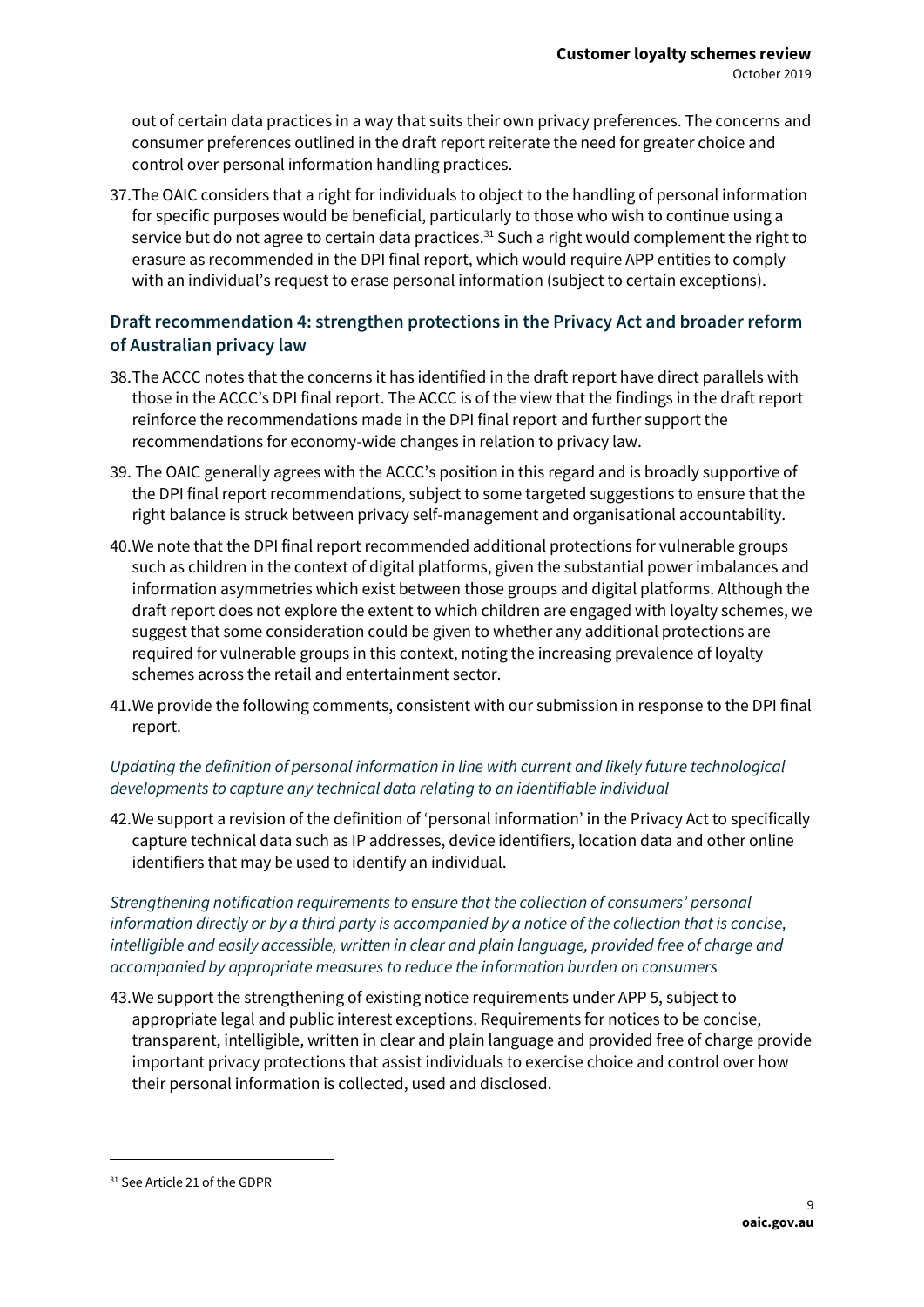out of certain data practices in a way that suits their own privacy preferences. The concerns and consumer preferences outlined in the draft report reiterate the need for greater choice and control over personal information handling practices.

37. The OAIC considers that a right for individuals to object to the handling of personal information for specific purposes would be beneficial, particularly to those who wish to continue using a service but do not agree to certain data practices.[31] Such a right would complement the right to erasure as recommended in the DPI final report, which would require APP entities to comply with an individual's request to erase personal information (subject to certain exceptions).

## Draft recommendation 4: strengthen protections in the Privacy Act and broader reform of Australian privacy law

38. The ACCC notes that the concerns it has identified in the draft report have direct parallels with those in the ACCC's DPI final report. The ACCC is of the view that the findings in the draft report reinforce the recommendations made in the DPI final report and further support the recommendations for economy-wide changes in relation to privacy law.

39. The OAIC generally agrees with the ACCC's position in this regard and is broadly supportive of the DPI final report recommendations, subject to some targeted suggestions to ensure that the right balance is struck between privacy self-management and organisational accountability.

40. We note that the DPI final report recommended additional protections for vulnerable groups such as children in the context of digital platforms, given the substantial power imbalances and information asymmetries which exist between those groups and digital platforms. Although the draft report does not explore the extent to which children are engaged with loyalty schemes, we suggest that some consideration could be given to whether any additional protections are required for vulnerable groups in this context, noting the increasing prevalence of loyalty schemes across the retail and entertainment sector.

41. We provide the following comments, consistent with our submission in response to the DPI final report.

*Updating the definition of personal information in line with current and likely future technological developments to capture any technical data relating to an identifiable individual*

42. We support a revision of the definition of 'personal information' in the Privacy Act to specifically capture technical data such as IP addresses, device identifiers, location data and other online identifiers that may be used to identify an individual.

*Strengthening notification requirements to ensure that the collection of consumers' personal information directly or by a third party is accompanied by a notice of the collection that is concise, intelligible and easily accessible, written in clear and plain language, provided free of charge and accompanied by appropriate measures to reduce the information burden on consumers*

43. We support the strengthening of existing notice requirements under APP 5, subject to appropriate legal and public interest exceptions. Requirements for notices to be concise, transparent, intelligible, written in clear and plain language and provided free of charge provide important privacy protections that assist individuals to exercise choice and control over how their personal information is collected, used and disclosed.

---

[31] See Article 21 of the GDPR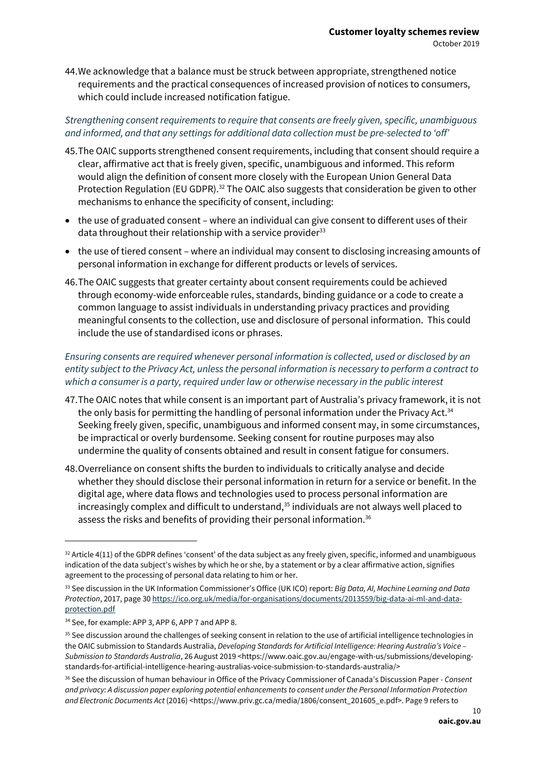44. We acknowledge that a balance must be struck between appropriate, strengthened notice requirements and the practical consequences of increased provision of notices to consumers, which could include increased notification fatigue.

*Strengthening consent requirements to require that consents are freely given, specific, unambiguous and informed, and that any settings for additional data collection must be pre-selected to 'off'*

45. The OAIC supports strengthened consent requirements, including that consent should require a clear, affirmative act that is freely given, specific, unambiguous and informed. This reform would align the definition of consent more closely with the European Union General Data Protection Regulation (EU GDPR).[32] The OAIC also suggests that consideration be given to other mechanisms to enhance the specificity of consent, including:

- the use of graduated consent – where an individual can give consent to different uses of their data throughout their relationship with a service provider[33]
- the use of tiered consent – where an individual may consent to disclosing increasing amounts of personal information in exchange for different products or levels of services.

46. The OAIC suggests that greater certainty about consent requirements could be achieved through economy-wide enforceable rules, standards, binding guidance or a code to create a common language to assist individuals in understanding privacy practices and providing meaningful consents to the collection, use and disclosure of personal information. This could include the use of standardised icons or phrases.

*Ensuring consents are required whenever personal information is collected, used or disclosed by an entity subject to the Privacy Act, unless the personal information is necessary to perform a contract to which a consumer is a party, required under law or otherwise necessary in the public interest*

47. The OAIC notes that while consent is an important part of Australia's privacy framework, it is not the only basis for permitting the handling of personal information under the Privacy Act.[34] Seeking freely given, specific, unambiguous and informed consent may, in some circumstances, be impractical or overly burdensome. Seeking consent for routine purposes may also undermine the quality of consents obtained and result in consent fatigue for consumers.

48. Overreliance on consent shifts the burden to individuals to critically analyse and decide whether they should disclose their personal information in return for a service or benefit. In the digital age, where data flows and technologies used to process personal information are increasingly complex and difficult to understand,[35] individuals are not always well placed to assess the risks and benefits of providing their personal information.[36]

---

[32] Article 4(11) of the GDPR defines 'consent' of the data subject as any freely given, specific, informed and unambiguous indication of the data subject's wishes by which he or she, by a statement or by a clear affirmative action, signifies agreement to the processing of personal data relating to him or her.

[33] See discussion in the UK Information Commissioner's Office (UK ICO) report: *Big Data, AI, Machine Learning and Data Protection*, 2017, page 30 https://ico.org.uk/media/for-organisations/documents/2013559/big-data-ai-ml-and-data-protection.pdf

[34] See, for example: APP 3, APP 6, APP 7 and APP 8.

[35] See discussion around the challenges of seeking consent in relation to the use of artificial intelligence technologies in the OAIC submission to Standards Australia, *Developing Standards for Artificial Intelligence: Hearing Australia's Voice – Submission to Standards Australia*, 26 August 2019 <https://www.oaic.gov.au/engage-with-us/submissions/developing-standards-for-artificial-intelligence-hearing-australias-voice-submission-to-standards-australia/>

[36] See the discussion of human behaviour in Office of the Privacy Commissioner of Canada's Discussion Paper - *Consent and privacy: A discussion paper exploring potential enhancements to consent under the Personal Information Protection and Electronic Documents Act* (2016) <https://www.priv.gc.ca/media/1806/consent_201605_e.pdf>. Page 9 refers to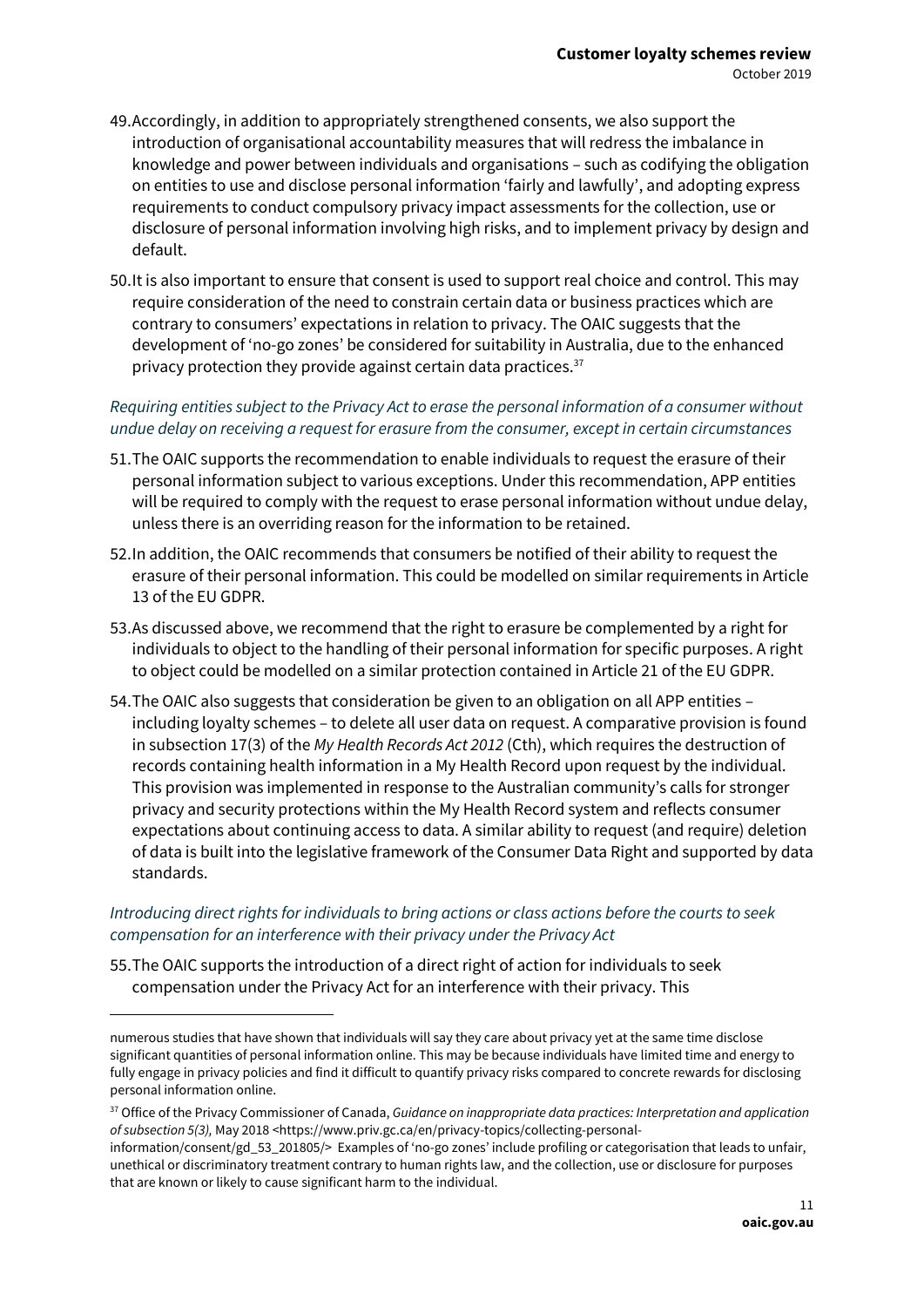49. Accordingly, in addition to appropriately strengthened consents, we also support the introduction of organisational accountability measures that will redress the imbalance in knowledge and power between individuals and organisations – such as codifying the obligation on entities to use and disclose personal information 'fairly and lawfully', and adopting express requirements to conduct compulsory privacy impact assessments for the collection, use or disclosure of personal information involving high risks, and to implement privacy by design and default.

50. It is also important to ensure that consent is used to support real choice and control. This may require consideration of the need to constrain certain data or business practices which are contrary to consumers' expectations in relation to privacy. The OAIC suggests that the development of 'no-go zones' be considered for suitability in Australia, due to the enhanced privacy protection they provide against certain data practices.[37]

*Requiring entities subject to the Privacy Act to erase the personal information of a consumer without undue delay on receiving a request for erasure from the consumer, except in certain circumstances*

51. The OAIC supports the recommendation to enable individuals to request the erasure of their personal information subject to various exceptions. Under this recommendation, APP entities will be required to comply with the request to erase personal information without undue delay, unless there is an overriding reason for the information to be retained.

52. In addition, the OAIC recommends that consumers be notified of their ability to request the erasure of their personal information. This could be modelled on similar requirements in Article 13 of the EU GDPR.

53. As discussed above, we recommend that the right to erasure be complemented by a right for individuals to object to the handling of their personal information for specific purposes. A right to object could be modelled on a similar protection contained in Article 21 of the EU GDPR.

54. The OAIC also suggests that consideration be given to an obligation on all APP entities – including loyalty schemes – to delete all user data on request. A comparative provision is found in subsection 17(3) of the *My Health Records Act 2012* (Cth), which requires the destruction of records containing health information in a My Health Record upon request by the individual. This provision was implemented in response to the Australian community's calls for stronger privacy and security protections within the My Health Record system and reflects consumer expectations about continuing access to data. A similar ability to request (and require) deletion of data is built into the legislative framework of the Consumer Data Right and supported by data standards.

*Introducing direct rights for individuals to bring actions or class actions before the courts to seek compensation for an interference with their privacy under the Privacy Act*

55. The OAIC supports the introduction of a direct right of action for individuals to seek compensation under the Privacy Act for an interference with their privacy. This

---

numerous studies that have shown that individuals will say they care about privacy yet at the same time disclose significant quantities of personal information online. This may be because individuals have limited time and energy to fully engage in privacy policies and find it difficult to quantify privacy risks compared to concrete rewards for disclosing personal information online.

[37] Office of the Privacy Commissioner of Canada, *Guidance on inappropriate data practices: Interpretation and application of subsection 5(3),* May 2018 <https://www.priv.gc.ca/en/privacy-topics/collecting-personal-information/consent/gd_53_201805/> Examples of 'no-go zones' include profiling or categorisation that leads to unfair, unethical or discriminatory treatment contrary to human rights law, and the collection, use or disclosure for purposes that are known or likely to cause significant harm to the individual.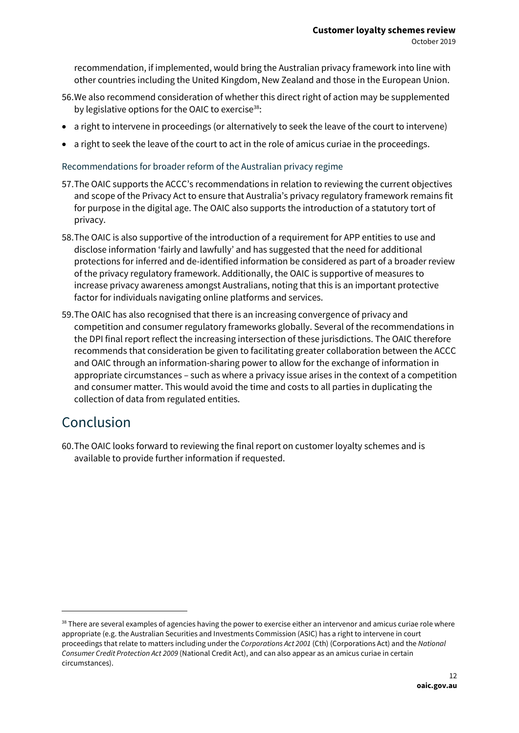recommendation, if implemented, would bring the Australian privacy framework into line with other countries including the United Kingdom, New Zealand and those in the European Union.

56. We also recommend consideration of whether this direct right of action may be supplemented by legislative options for the OAIC to exercise[38]:

- a right to intervene in proceedings (or alternatively to seek the leave of the court to intervene)
- a right to seek the leave of the court to act in the role of amicus curiae in the proceedings.

### Recommendations for broader reform of the Australian privacy regime

57. The OAIC supports the ACCC's recommendations in relation to reviewing the current objectives and scope of the Privacy Act to ensure that Australia's privacy regulatory framework remains fit for purpose in the digital age. The OAIC also supports the introduction of a statutory tort of privacy.

58. The OAIC is also supportive of the introduction of a requirement for APP entities to use and disclose information 'fairly and lawfully' and has suggested that the need for additional protections for inferred and de-identified information be considered as part of a broader review of the privacy regulatory framework. Additionally, the OAIC is supportive of measures to increase privacy awareness amongst Australians, noting that this is an important protective factor for individuals navigating online platforms and services.

59. The OAIC has also recognised that there is an increasing convergence of privacy and competition and consumer regulatory frameworks globally. Several of the recommendations in the DPI final report reflect the increasing intersection of these jurisdictions. The OAIC therefore recommends that consideration be given to facilitating greater collaboration between the ACCC and OAIC through an information-sharing power to allow for the exchange of information in appropriate circumstances – such as where a privacy issue arises in the context of a competition and consumer matter. This would avoid the time and costs to all parties in duplicating the collection of data from regulated entities.

## Conclusion

60. The OAIC looks forward to reviewing the final report on customer loyalty schemes and is available to provide further information if requested.

---

[38] There are several examples of agencies having the power to exercise either an intervenor and amicus curiae role where appropriate (e.g. the Australian Securities and Investments Commission (ASIC) has a right to intervene in court proceedings that relate to matters including under the *Corporations Act 2001* (Cth) (Corporations Act) and the *National Consumer Credit Protection Act 2009* (National Credit Act), and can also appear as an amicus curiae in certain circumstances).